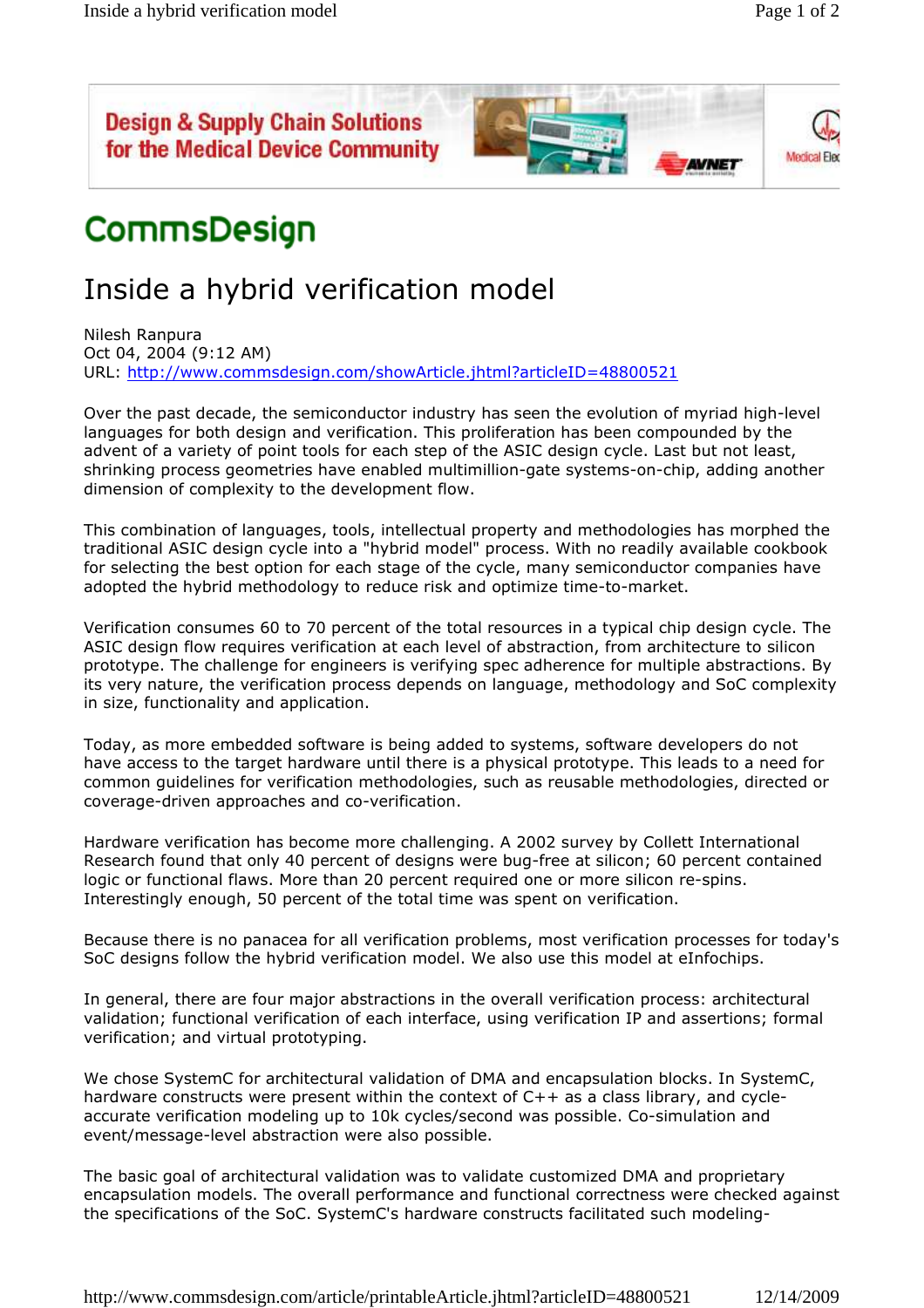# CommsDesign

## Inside a hybrid verification model

Nilesh Ranpura
Oct 04, 2004 (9:12 AM)
URL: http://www.commsdesign.com/showArticle.jhtml?articleID=48800521

Over the past decade, the semiconductor industry has seen the evolution of myriad high-level languages for both design and verification. This proliferation has been compounded by the advent of a variety of point tools for each step of the ASIC design cycle. Last but not least, shrinking process geometries have enabled multimillion-gate systems-on-chip, adding another dimension of complexity to the development flow.

This combination of languages, tools, intellectual property and methodologies has morphed the traditional ASIC design cycle into a "hybrid model" process. With no readily available cookbook for selecting the best option for each stage of the cycle, many semiconductor companies have adopted the hybrid methodology to reduce risk and optimize time-to-market.

Verification consumes 60 to 70 percent of the total resources in a typical chip design cycle. The ASIC design flow requires verification at each level of abstraction, from architecture to silicon prototype. The challenge for engineers is verifying spec adherence for multiple abstractions. By its very nature, the verification process depends on language, methodology and SoC complexity in size, functionality and application.

Today, as more embedded software is being added to systems, software developers do not have access to the target hardware until there is a physical prototype. This leads to a need for common guidelines for verification methodologies, such as reusable methodologies, directed or coverage-driven approaches and co-verification.

Hardware verification has become more challenging. A 2002 survey by Collett International Research found that only 40 percent of designs were bug-free at silicon; 60 percent contained logic or functional flaws. More than 20 percent required one or more silicon re-spins. Interestingly enough, 50 percent of the total time was spent on verification.

Because there is no panacea for all verification problems, most verification processes for today's SoC designs follow the hybrid verification model. We also use this model at eInfochips.

In general, there are four major abstractions in the overall verification process: architectural validation; functional verification of each interface, using verification IP and assertions; formal verification; and virtual prototyping.

We chose SystemC for architectural validation of DMA and encapsulation blocks. In SystemC, hardware constructs were present within the context of C++ as a class library, and cycle-accurate verification modeling up to 10k cycles/second was possible. Co-simulation and event/message-level abstraction were also possible.

The basic goal of architectural validation was to validate customized DMA and proprietary encapsulation models. The overall performance and functional correctness were checked against the specifications of the SoC. SystemC's hardware constructs facilitated such modeling-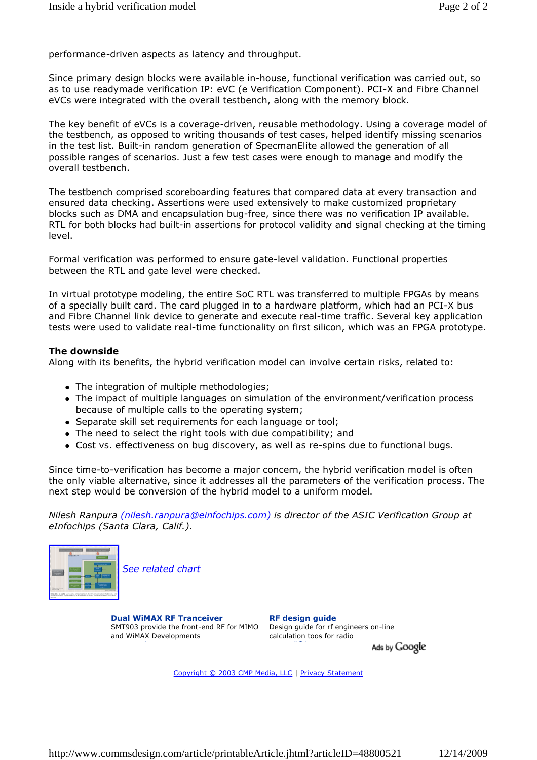performance-driven aspects as latency and throughput.

Since primary design blocks were available in-house, functional verification was carried out, so as to use readymade verification IP: eVC (e Verification Component). PCI-X and Fibre Channel eVCs were integrated with the overall testbench, along with the memory block.

The key benefit of eVCs is a coverage-driven, reusable methodology. Using a coverage model of the testbench, as opposed to writing thousands of test cases, helped identify missing scenarios in the test list. Built-in random generation of SpecmanElite allowed the generation of all possible ranges of scenarios. Just a few test cases were enough to manage and modify the overall testbench.

The testbench comprised scoreboarding features that compared data at every transaction and ensured data checking. Assertions were used extensively to make customized proprietary blocks such as DMA and encapsulation bug-free, since there was no verification IP available. RTL for both blocks had built-in assertions for protocol validity and signal checking at the timing level.

Formal verification was performed to ensure gate-level validation. Functional properties between the RTL and gate level were checked.

In virtual prototype modeling, the entire SoC RTL was transferred to multiple FPGAs by means of a specially built card. The card plugged in to a hardware platform, which had an PCI-X bus and Fibre Channel link device to generate and execute real-time traffic. Several key application tests were used to validate real-time functionality on first silicon, which was an FPGA prototype.

**The downside**

Along with its benefits, the hybrid verification model can involve certain risks, related to:

- The integration of multiple methodologies;
- The impact of multiple languages on simulation of the environment/verification process because of multiple calls to the operating system;
- Separate skill set requirements for each language or tool;
- The need to select the right tools with due compatibility; and
- Cost vs. effectiveness on bug discovery, as well as re-spins due to functional bugs.

Since time-to-verification has become a major concern, the hybrid verification model is often the only viable alternative, since it addresses all the parameters of the verification process. The next step would be conversion of the hybrid model to a uniform model.

*Nilesh Ranpura (nilesh.ranpura@einfochips.com) is director of the ASIC Verification Group at eInfochips (Santa Clara, Calif.).*

See related chart

**Dual WiMAX RF Tranceiver**
SMT903 provide the front-end RF for MIMO and WiMAX Developments

**RF design guide**
Design guide for rf engineers on-line calculation toos for radio

Ads by Google

Copyright © 2003 CMP Media, LLC | Privacy Statement